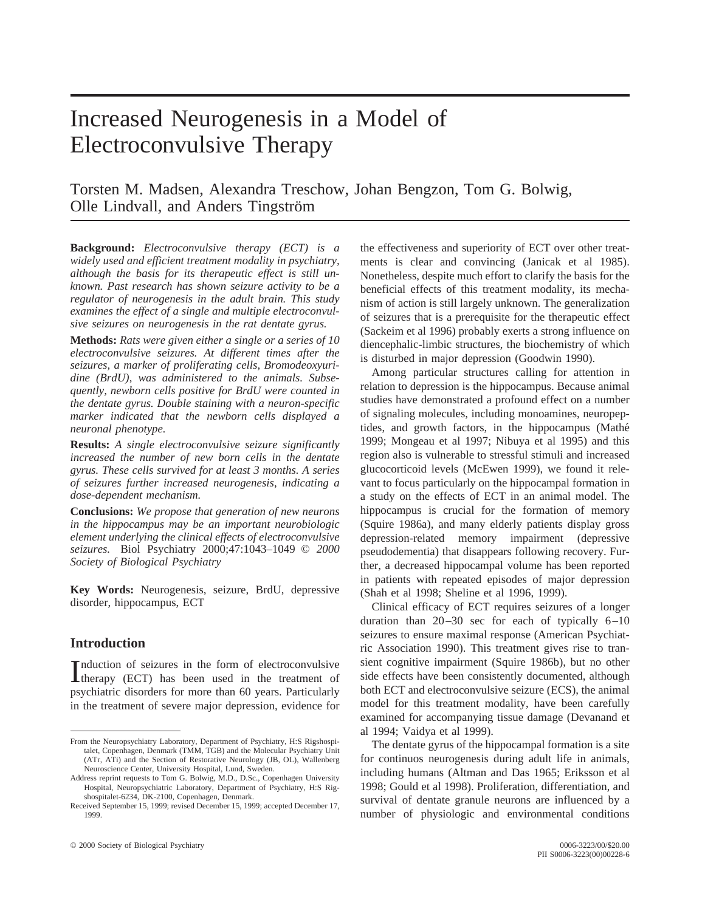# Increased Neurogenesis in a Model of Electroconvulsive Therapy

Torsten M. Madsen, Alexandra Treschow, Johan Bengzon, Tom G. Bolwig, Olle Lindvall, and Anders Tingström

**Background:** *Electroconvulsive therapy (ECT) is a widely used and efficient treatment modality in psychiatry, although the basis for its therapeutic effect is still unknown. Past research has shown seizure activity to be a regulator of neurogenesis in the adult brain. This study examines the effect of a single and multiple electroconvulsive seizures on neurogenesis in the rat dentate gyrus.*

**Methods:** *Rats were given either a single or a series of 10 electroconvulsive seizures. At different times after the seizures, a marker of proliferating cells, Bromodeoxyuridine (BrdU), was administered to the animals. Subsequently, newborn cells positive for BrdU were counted in the dentate gyrus. Double staining with a neuron-specific marker indicated that the newborn cells displayed a neuronal phenotype.*

**Results:** *A single electroconvulsive seizure significantly increased the number of new born cells in the dentate gyrus. These cells survived for at least 3 months. A series of seizures further increased neurogenesis, indicating a dose-dependent mechanism.*

**Conclusions:** *We propose that generation of new neurons in the hippocampus may be an important neurobiologic element underlying the clinical effects of electroconvulsive seizures.* Biol Psychiatry 2000;47:1043–1049 © *2000 Society of Biological Psychiatry*

**Key Words:** Neurogenesis, seizure, BrdU, depressive disorder, hippocampus, ECT

## Introduction

Induction of seizures in the form of electroconvulsive therapy (ECT) has been used in the treatment of psychiatric disorders for more than 60 years. Particularly in the treatment of severe major depression, evidence for the effectiveness and superiority of ECT over other treatments is clear and convincing (Janicak et al 1985). Nonetheless, despite much effort to clarify the basis for the beneficial effects of this treatment modality, its mechanism of action is still largely unknown. The generalization of seizures that is a prerequisite for the therapeutic effect (Sackeim et al 1996) probably exerts a strong influence on diencephalic-limbic structures, the biochemistry of which is disturbed in major depression (Goodwin 1990).

Among particular structures calling for attention in relation to depression is the hippocampus. Because animal studies have demonstrated a profound effect on a number of signaling molecules, including monoamines, neuropeptides, and growth factors, in the hippocampus (Mathé 1999; Mongeau et al 1997; Nibuya et al 1995) and this region also is vulnerable to stressful stimuli and increased glucocorticoid levels (McEwen 1999), we found it relevant to focus particularly on the hippocampal formation in a study on the effects of ECT in an animal model. The hippocampus is crucial for the formation of memory (Squire 1986a), and many elderly patients display gross depression-related memory impairment (depressive pseudodementia) that disappears following recovery. Further, a decreased hippocampal volume has been reported in patients with repeated episodes of major depression (Shah et al 1998; Sheline et al 1996, 1999).

Clinical efficacy of ECT requires seizures of a longer duration than 20–30 sec for each of typically 6–10 seizures to ensure maximal response (American Psychiatric Association 1990). This treatment gives rise to transient cognitive impairment (Squire 1986b), but no other side effects have been consistently documented, although both ECT and electroconvulsive seizure (ECS), the animal model for this treatment modality, have been carefully examined for accompanying tissue damage (Devanand et al 1994; Vaidya et al 1999).

The dentate gyrus of the hippocampal formation is a site for continuos neurogenesis during adult life in animals, including humans (Altman and Das 1965; Eriksson et al 1998; Gould et al 1998). Proliferation, differentiation, and survival of dentate granule neurons are influenced by a number of physiologic and environmental conditions

From the Neuropsychiatry Laboratory, Department of Psychiatry, H:S Rigshospitalet, Copenhagen, Denmark (TMM, TGB) and the Molecular Psychiatry Unit (ATr, ATi) and the Section of Restorative Neurology (JB, OL), Wallenberg Neuroscience Center, University Hospital, Lund, Sweden.

Address reprint requests to Tom G. Bolwig, M.D., D.Sc., Copenhagen University Hospital, Neuropsychiatric Laboratory, Department of Psychiatry, H:S Rigshospitalet-6234, DK-2100, Copenhagen, Denmark.

Received September 15, 1999; revised December 15, 1999; accepted December 17, 1999.

© 2000 Society of Biological Psychiatry 0006-3223/00/$20.00
PII S0006-3223(00)00228-6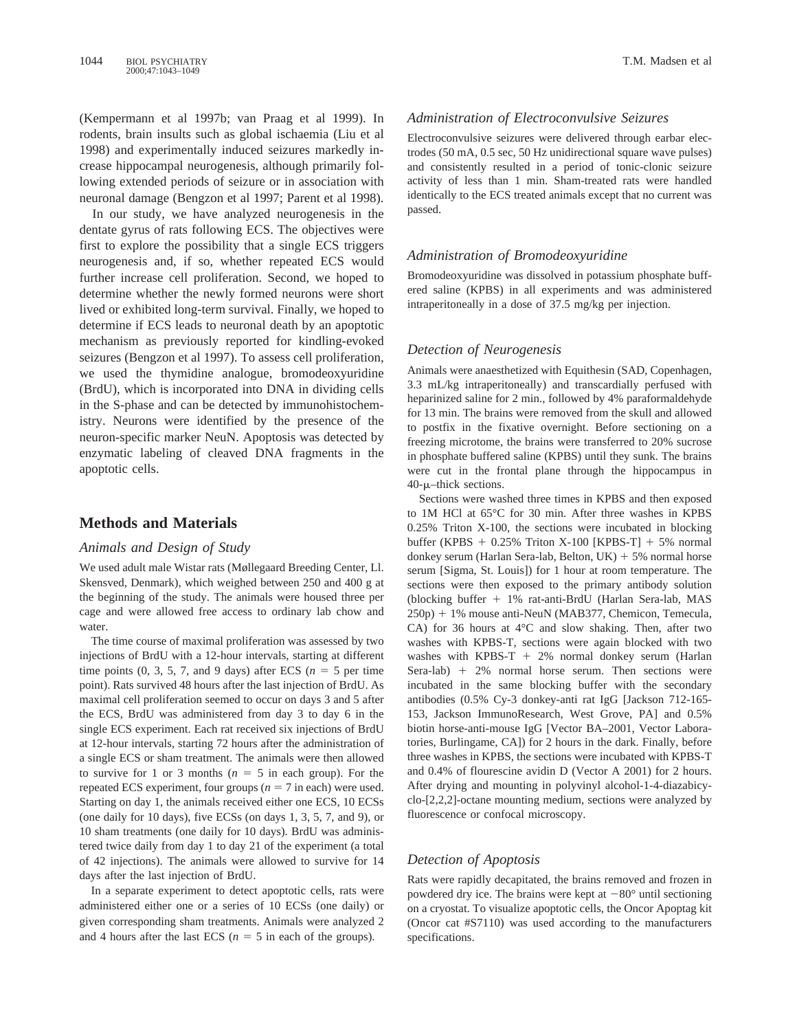(Kempermann et al 1997b; van Praag et al 1999). In rodents, brain insults such as global ischaemia (Liu et al 1998) and experimentally induced seizures markedly increase hippocampal neurogenesis, although primarily following extended periods of seizure or in association with neuronal damage (Bengzon et al 1997; Parent et al 1998).

In our study, we have analyzed neurogenesis in the dentate gyrus of rats following ECS. The objectives were first to explore the possibility that a single ECS triggers neurogenesis and, if so, whether repeated ECS would further increase cell proliferation. Second, we hoped to determine whether the newly formed neurons were short lived or exhibited long-term survival. Finally, we hoped to determine if ECS leads to neuronal death by an apoptotic mechanism as previously reported for kindling-evoked seizures (Bengzon et al 1997). To assess cell proliferation, we used the thymidine analogue, bromodeoxyuridine (BrdU), which is incorporated into DNA in dividing cells in the S-phase and can be detected by immunohistochemistry. Neurons were identified by the presence of the neuron-specific marker NeuN. Apoptosis was detected by enzymatic labeling of cleaved DNA fragments in the apoptotic cells.

## Methods and Materials

### *Animals and Design of Study*

We used adult male Wistar rats (Møllegaard Breeding Center, Ll. Skensved, Denmark), which weighed between 250 and 400 g at the beginning of the study. The animals were housed three per cage and were allowed free access to ordinary lab chow and water.

The time course of maximal proliferation was assessed by two injections of BrdU with a 12-hour intervals, starting at different time points (0, 3, 5, 7, and 9 days) after ECS ($n = 5$ per time point). Rats survived 48 hours after the last injection of BrdU. As maximal cell proliferation seemed to occur on days 3 and 5 after the ECS, BrdU was administered from day 3 to day 6 in the single ECS experiment. Each rat received six injections of BrdU at 12-hour intervals, starting 72 hours after the administration of a single ECS or sham treatment. The animals were then allowed to survive for 1 or 3 months ($n = 5$ in each group). For the repeated ECS experiment, four groups ($n = 7$ in each) were used. Starting on day 1, the animals received either one ECS, 10 ECSs (one daily for 10 days), five ECSs (on days 1, 3, 5, 7, and 9), or 10 sham treatments (one daily for 10 days). BrdU was administered twice daily from day 1 to day 21 of the experiment (a total of 42 injections). The animals were allowed to survive for 14 days after the last injection of BrdU.

In a separate experiment to detect apoptotic cells, rats were administered either one or a series of 10 ECSs (one daily) or given corresponding sham treatments. Animals were analyzed 2 and 4 hours after the last ECS ($n = 5$ in each of the groups).

### *Administration of Electroconvulsive Seizures*

Electroconvulsive seizures were delivered through earbar electrodes (50 mA, 0.5 sec, 50 Hz unidirectional square wave pulses) and consistently resulted in a period of tonic-clonic seizure activity of less than 1 min. Sham-treated rats were handled identically to the ECS treated animals except that no current was passed.

### *Administration of Bromodeoxyuridine*

Bromodeoxyuridine was dissolved in potassium phosphate buffered saline (KPBS) in all experiments and was administered intraperitoneally in a dose of 37.5 mg/kg per injection.

### *Detection of Neurogenesis*

Animals were anaesthetized with Equithesin (SAD, Copenhagen, 3.3 mL/kg intraperitoneally) and transcardially perfused with heparinized saline for 2 min., followed by 4% paraformaldehyde for 13 min. The brains were removed from the skull and allowed to postfix in the fixative overnight. Before sectioning on a freezing microtome, the brains were transferred to 20% sucrose in phosphate buffered saline (KPBS) until they sunk. The brains were cut in the frontal plane through the hippocampus in 40-μ–thick sections.

Sections were washed three times in KPBS and then exposed to 1M HCl at 65°C for 30 min. After three washes in KPBS 0.25% Triton X-100, the sections were incubated in blocking buffer (KPBS + 0.25% Triton X-100 [KPBS-T] + 5% normal donkey serum (Harlan Sera-lab, Belton, UK) + 5% normal horse serum [Sigma, St. Louis]) for 1 hour at room temperature. The sections were then exposed to the primary antibody solution (blocking buffer + 1% rat-anti-BrdU (Harlan Sera-lab, MAS 250p) + 1% mouse anti-NeuN (MAB377, Chemicon, Temecula, CA) for 36 hours at 4°C and slow shaking. Then, after two washes with KPBS-T, sections were again blocked with two washes with KPBS-T + 2% normal donkey serum (Harlan Sera-lab) + 2% normal horse serum. Then sections were incubated in the same blocking buffer with the secondary antibodies (0.5% Cy-3 donkey-anti rat IgG [Jackson 712-165-153, Jackson ImmunoResearch, West Grove, PA] and 0.5% biotin horse-anti-mouse IgG [Vector BA–2001, Vector Laboratories, Burlingame, CA]) for 2 hours in the dark. Finally, before three washes in KPBS, the sections were incubated with KPBS-T and 0.4% of flourescine avidin D (Vector A 2001) for 2 hours. After drying and mounting in polyvinyl alcohol-1-4-diazabicyclo-[2,2,2]-octane mounting medium, sections were analyzed by fluorescence or confocal microscopy.

### *Detection of Apoptosis*

Rats were rapidly decapitated, the brains removed and frozen in powdered dry ice. The brains were kept at −80° until sectioning on a cryostat. To visualize apoptotic cells, the Oncor Apoptag kit (Oncor cat #S7110) was used according to the manufacturers specifications.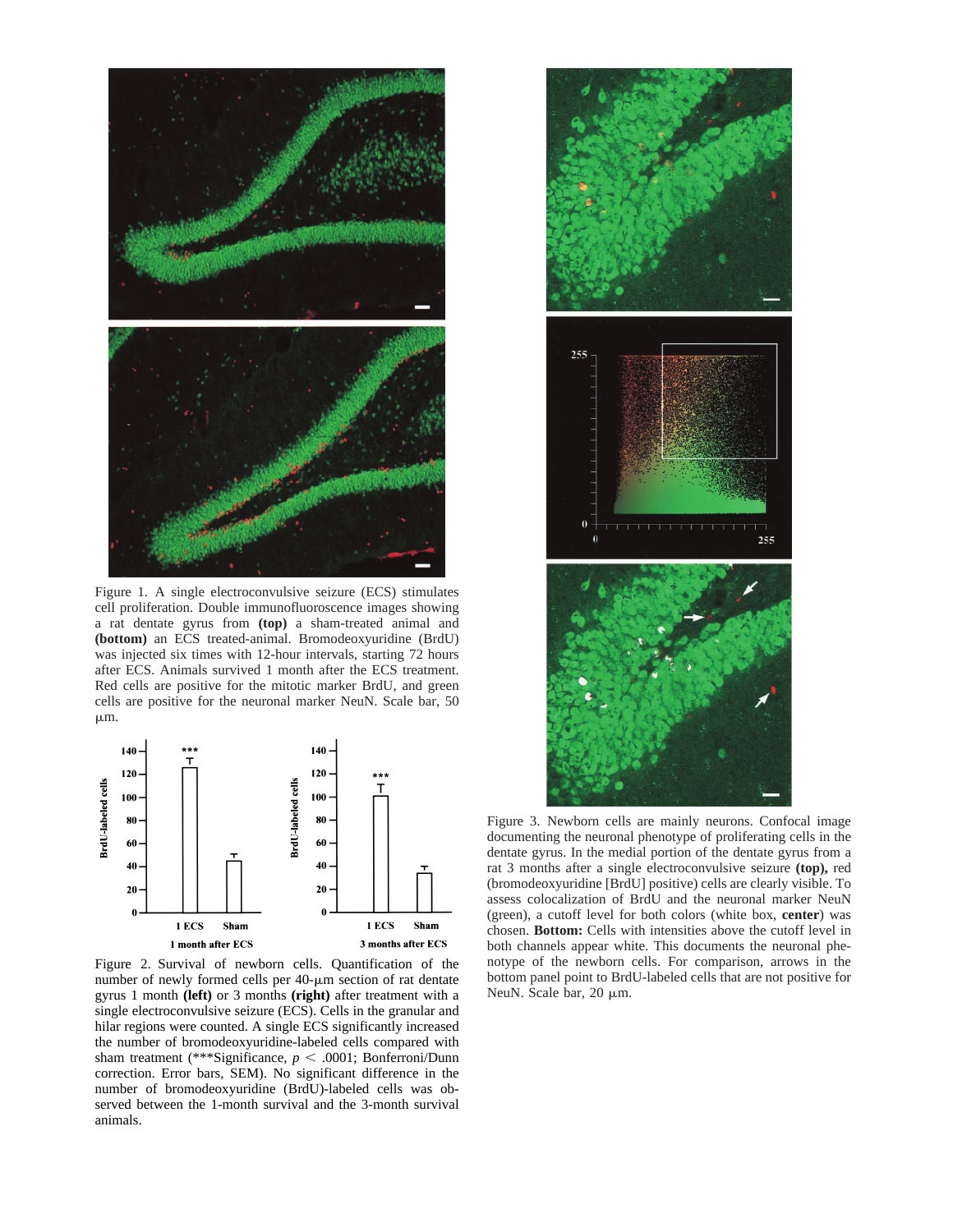Figure 1. A single electroconvulsive seizure (ECS) stimulates cell proliferation. Double immunofluoroscence images showing a rat dentate gyrus from **(top)** a sham-treated animal and **(bottom)** an ECS treated-animal. Bromodeoxyuridine (BrdU) was injected six times with 12-hour intervals, starting 72 hours after ECS. Animals survived 1 month after the ECS treatment. Red cells are positive for the mitotic marker BrdU, and green cells are positive for the neuronal marker NeuN. Scale bar, 50 μm.

Figure 2. Survival of newborn cells. Quantification of the number of newly formed cells per 40-μm section of rat dentate gyrus 1 month **(left)** or 3 months **(right)** after treatment with a single electroconvulsive seizure (ECS). Cells in the granular and hilar regions were counted. A single ECS significantly increased the number of bromodeoxyuridine-labeled cells compared with sham treatment (***Significance, $p < .0001$; Bonferroni/Dunn correction. Error bars, SEM). No significant difference in the number of bromodeoxyuridine (BrdU)-labeled cells was observed between the 1-month survival and the 3-month survival animals.

Figure 3. Newborn cells are mainly neurons. Confocal image documenting the neuronal phenotype of proliferating cells in the dentate gyrus. In the medial portion of the dentate gyrus from a rat 3 months after a single electroconvulsive seizure **(top),** red (bromodeoxyuridine [BrdU] positive) cells are clearly visible. To assess colocalization of BrdU and the neuronal marker NeuN (green), a cutoff level for both colors (white box, **center**) was chosen. **Bottom:** Cells with intensities above the cutoff level in both channels appear white. This documents the neuronal phenotype of the newborn cells. For comparison, arrows in the bottom panel point to BrdU-labeled cells that are not positive for NeuN. Scale bar, 20 μm.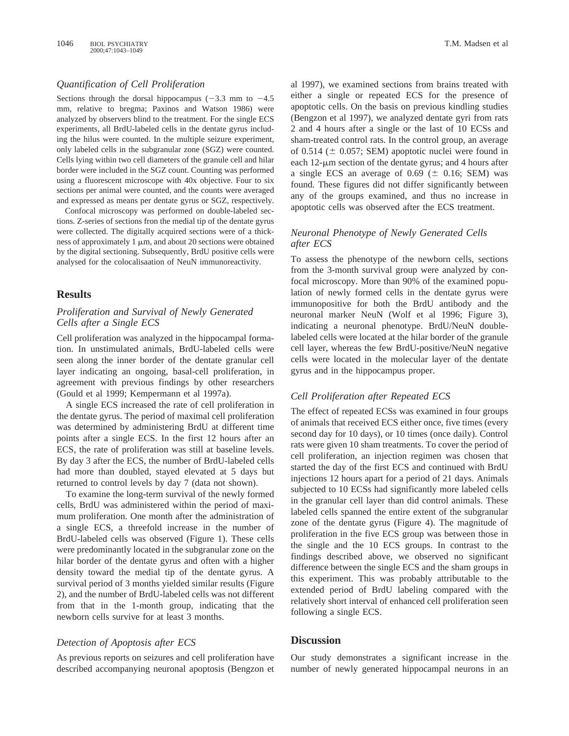### *Quantification of Cell Proliferation*

Sections through the dorsal hippocampus (−3.3 mm to −4.5 mm, relative to bregma; Paxinos and Watson 1986) were analyzed by observers blind to the treatment. For the single ECS experiments, all BrdU-labeled cells in the dentate gyrus including the hilus were counted. In the multiple seizure experiment, only labeled cells in the subgranular zone (SGZ) were counted. Cells lying within two cell diameters of the granule cell and hilar border were included in the SGZ count. Counting was performed using a fluorescent microscope with 40x objective. Four to six sections per animal were counted, and the counts were averaged and expressed as means per dentate gyrus or SGZ, respectively.

Confocal microscopy was performed on double-labeled sections. Z-series of sections fron the medial tip of the dentate gyrus were collected. The digitally acquired sections were of a thickness of approximately 1 μm, and about 20 sections were obtained by the digital sectioning. Subsequently, BrdU positive cells were analysed for the colocalisaation of NeuN immunoreactivity.

## Results

### *Proliferation and Survival of Newly Generated Cells after a Single ECS*

Cell proliferation was analyzed in the hippocampal formation. In unstimulated animals, BrdU-labeled cells were seen along the inner border of the dentate granular cell layer indicating an ongoing, basal-cell proliferation, in agreement with previous findings by other researchers (Gould et al 1999; Kempermann et al 1997a).

A single ECS increased the rate of cell proliferation in the dentate gyrus. The period of maximal cell proliferation was determined by administering BrdU at different time points after a single ECS. In the first 12 hours after an ECS, the rate of proliferation was still at baseline levels. By day 3 after the ECS, the number of BrdU-labeled cells had more than doubled, stayed elevated at 5 days but returned to control levels by day 7 (data not shown).

To examine the long-term survival of the newly formed cells, BrdU was administered within the period of maximum proliferation. One month after the administration of a single ECS, a threefold increase in the number of BrdU-labeled cells was observed (Figure 1). These cells were predominantly located in the subgranular zone on the hilar border of the dentate gyrus and often with a higher density toward the medial tip of the dentate gyrus. A survival period of 3 months yielded similar results (Figure 2), and the number of BrdU-labeled cells was not different from that in the 1-month group, indicating that the newborn cells survive for at least 3 months.

### *Detection of Apoptosis after ECS*

As previous reports on seizures and cell proliferation have described accompanying neuronal apoptosis (Bengzon et al 1997), we examined sections from brains treated with either a single or repeated ECS for the presence of apoptotic cells. On the basis on previous kindling studies (Bengzon et al 1997), we analyzed dentate gyri from rats 2 and 4 hours after a single or the last of 10 ECSs and sham-treated control rats. In the control group, an average of 0.514 (± 0.057; SEM) apoptotic nuclei were found in each 12-μm section of the dentate gyrus; and 4 hours after a single ECS an average of 0.69 (± 0.16; SEM) was found. These figures did not differ significantly between any of the groups examined, and thus no increase in apoptotic cells was observed after the ECS treatment.

### *Neuronal Phenotype of Newly Generated Cells after ECS*

To assess the phenotype of the newborn cells, sections from the 3-month survival group were analyzed by confocal microscopy. More than 90% of the examined population of newly formed cells in the dentate gyrus were immunopositive for both the BrdU antibody and the neuronal marker NeuN (Wolf et al 1996; Figure 3), indicating a neuronal phenotype. BrdU/NeuN double-labeled cells were located at the hilar border of the granule cell layer, whereas the few BrdU-positive/NeuN negative cells were located in the molecular layer of the dentate gyrus and in the hippocampus proper.

### *Cell Proliferation after Repeated ECS*

The effect of repeated ECSs was examined in four groups of animals that received ECS either once, five times (every second day for 10 days), or 10 times (once daily). Control rats were given 10 sham treatments. To cover the period of cell proliferation, an injection regimen was chosen that started the day of the first ECS and continued with BrdU injections 12 hours apart for a period of 21 days. Animals subjected to 10 ECSs had significantly more labeled cells in the granular cell layer than did control animals. These labeled cells spanned the entire extent of the subgranular zone of the dentate gyrus (Figure 4). The magnitude of proliferation in the five ECS group was between those in the single and the 10 ECS groups. In contrast to the findings described above, we observed no significant difference between the single ECS and the sham groups in this experiment. This was probably attributable to the extended period of BrdU labeling compared with the relatively short interval of enhanced cell proliferation seen following a single ECS.

## Discussion

Our study demonstrates a significant increase in the number of newly generated hippocampal neurons in an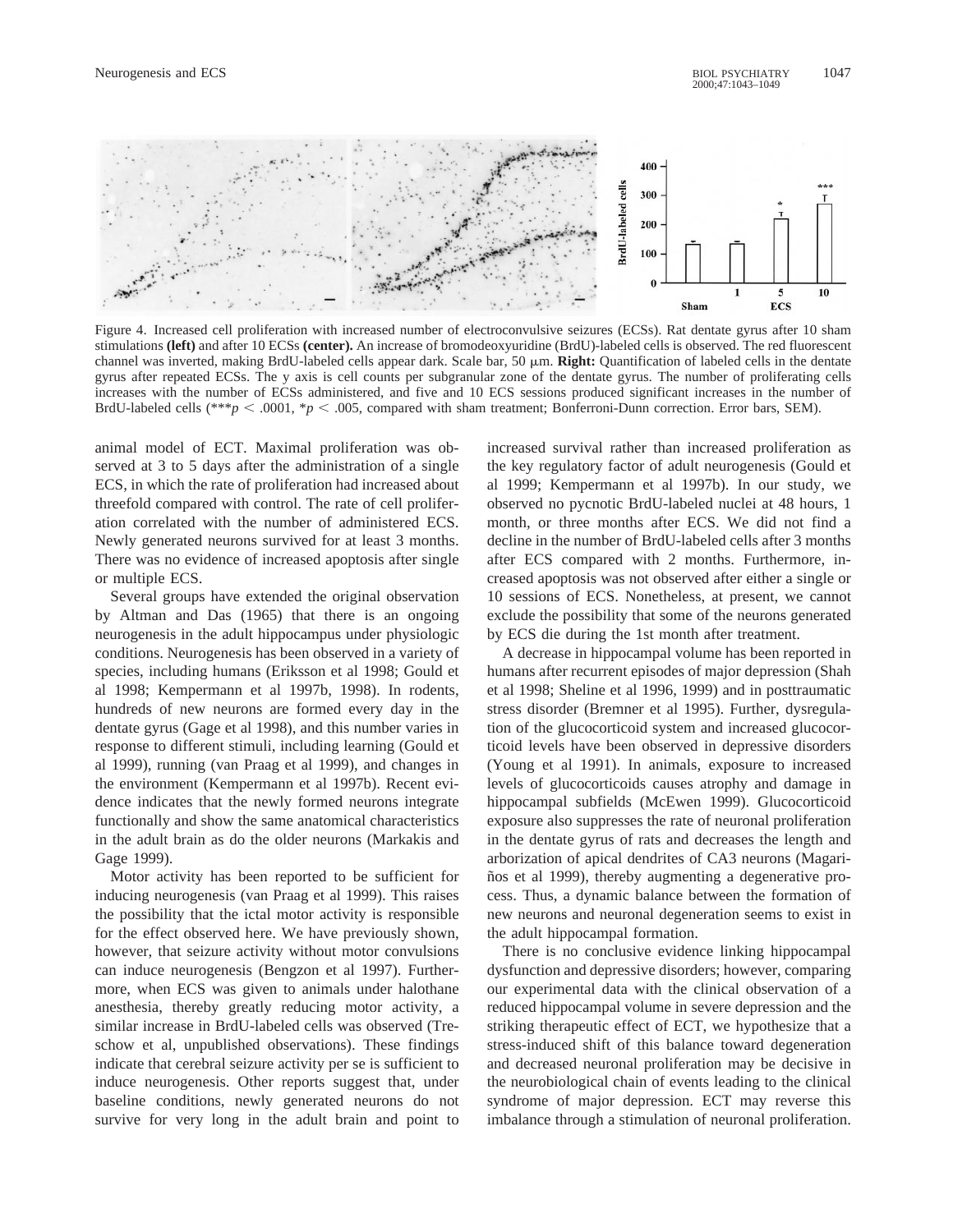Figure 4. Increased cell proliferation with increased number of electroconvulsive seizures (ECSs). Rat dentate gyrus after 10 sham stimulations **(left)** and after 10 ECSs **(center).** An increase of bromodeoxyuridine (BrdU)-labeled cells is observed. The red fluorescent channel was inverted, making BrdU-labeled cells appear dark. Scale bar, 50 μm. **Right:** Quantification of labeled cells in the dentate gyrus after repeated ECSs. The y axis is cell counts per subgranular zone of the dentate gyrus. The number of proliferating cells increases with the number of ECSs administered, and five and 10 ECS sessions produced significant increases in the number of BrdU-labeled cells (***$p < .0001$, *$p < .005$, compared with sham treatment; Bonferroni-Dunn correction. Error bars, SEM).

animal model of ECT. Maximal proliferation was observed at 3 to 5 days after the administration of a single ECS, in which the rate of proliferation had increased about threefold compared with control. The rate of cell proliferation correlated with the number of administered ECS. Newly generated neurons survived for at least 3 months. There was no evidence of increased apoptosis after single or multiple ECS.

Several groups have extended the original observation by Altman and Das (1965) that there is an ongoing neurogenesis in the adult hippocampus under physiologic conditions. Neurogenesis has been observed in a variety of species, including humans (Eriksson et al 1998; Gould et al 1998; Kempermann et al 1997b, 1998). In rodents, hundreds of new neurons are formed every day in the dentate gyrus (Gage et al 1998), and this number varies in response to different stimuli, including learning (Gould et al 1999), running (van Praag et al 1999), and changes in the environment (Kempermann et al 1997b). Recent evidence indicates that the newly formed neurons integrate functionally and show the same anatomical characteristics in the adult brain as do the older neurons (Markakis and Gage 1999).

Motor activity has been reported to be sufficient for inducing neurogenesis (van Praag et al 1999). This raises the possibility that the ictal motor activity is responsible for the effect observed here. We have previously shown, however, that seizure activity without motor convulsions can induce neurogenesis (Bengzon et al 1997). Furthermore, when ECS was given to animals under halothane anesthesia, thereby greatly reducing motor activity, a similar increase in BrdU-labeled cells was observed (Treschow et al, unpublished observations). These findings indicate that cerebral seizure activity per se is sufficient to induce neurogenesis. Other reports suggest that, under baseline conditions, newly generated neurons do not survive for very long in the adult brain and point to increased survival rather than increased proliferation as the key regulatory factor of adult neurogenesis (Gould et al 1999; Kempermann et al 1997b). In our study, we observed no pycnotic BrdU-labeled nuclei at 48 hours, 1 month, or three months after ECS. We did not find a decline in the number of BrdU-labeled cells after 3 months after ECS compared with 2 months. Furthermore, increased apoptosis was not observed after either a single or 10 sessions of ECS. Nonetheless, at present, we cannot exclude the possibility that some of the neurons generated by ECS die during the 1st month after treatment.

A decrease in hippocampal volume has been reported in humans after recurrent episodes of major depression (Shah et al 1998; Sheline et al 1996, 1999) and in posttraumatic stress disorder (Bremner et al 1995). Further, dysregulation of the glucocorticoid system and increased glucocorticoid levels have been observed in depressive disorders (Young et al 1991). In animals, exposure to increased levels of glucocorticoids causes atrophy and damage in hippocampal subfields (McEwen 1999). Glucocorticoid exposure also suppresses the rate of neuronal proliferation in the dentate gyrus of rats and decreases the length and arborization of apical dendrites of CA3 neurons (Magariños et al 1999), thereby augmenting a degenerative process. Thus, a dynamic balance between the formation of new neurons and neuronal degeneration seems to exist in the adult hippocampal formation.

There is no conclusive evidence linking hippocampal dysfunction and depressive disorders; however, comparing our experimental data with the clinical observation of a reduced hippocampal volume in severe depression and the striking therapeutic effect of ECT, we hypothesize that a stress-induced shift of this balance toward degeneration and decreased neuronal proliferation may be decisive in the neurobiological chain of events leading to the clinical syndrome of major depression. ECT may reverse this imbalance through a stimulation of neuronal proliferation.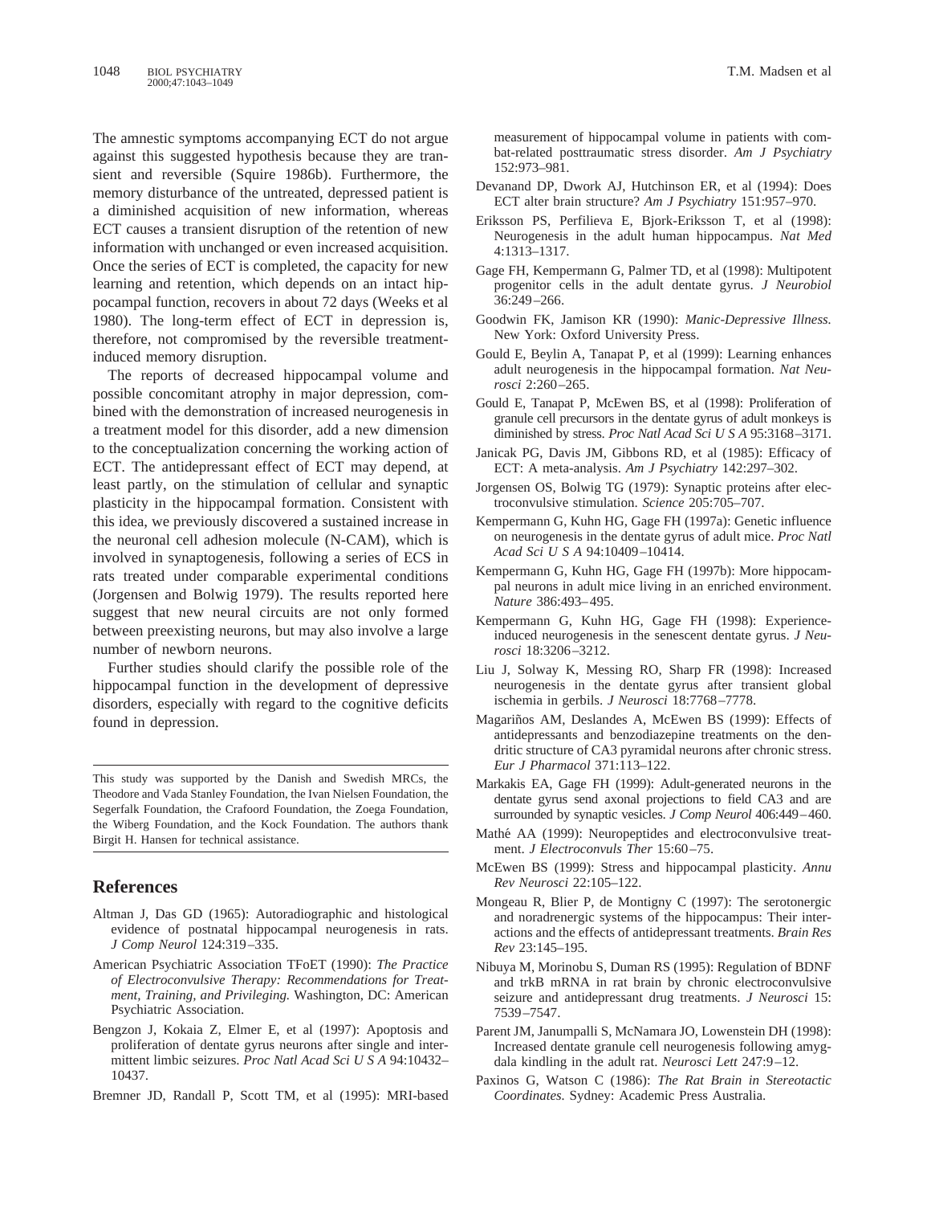The amnestic symptoms accompanying ECT do not argue against this suggested hypothesis because they are transient and reversible (Squire 1986b). Furthermore, the memory disturbance of the untreated, depressed patient is a diminished acquisition of new information, whereas ECT causes a transient disruption of the retention of new information with unchanged or even increased acquisition. Once the series of ECT is completed, the capacity for new learning and retention, which depends on an intact hippocampal function, recovers in about 72 days (Weeks et al 1980). The long-term effect of ECT in depression is, therefore, not compromised by the reversible treatment-induced memory disruption.

The reports of decreased hippocampal volume and possible concomitant atrophy in major depression, combined with the demonstration of increased neurogenesis in a treatment model for this disorder, add a new dimension to the conceptualization concerning the working action of ECT. The antidepressant effect of ECT may depend, at least partly, on the stimulation of cellular and synaptic plasticity in the hippocampal formation. Consistent with this idea, we previously discovered a sustained increase in the neuronal cell adhesion molecule (N-CAM), which is involved in synaptogenesis, following a series of ECS in rats treated under comparable experimental conditions (Jorgensen and Bolwig 1979). The results reported here suggest that new neural circuits are not only formed between preexisting neurons, but may also involve a large number of newborn neurons.

Further studies should clarify the possible role of the hippocampal function in the development of depressive disorders, especially with regard to the cognitive deficits found in depression.

---

This study was supported by the Danish and Swedish MRCs, the Theodore and Vada Stanley Foundation, the Ivan Nielsen Foundation, the Segerfalk Foundation, the Crafoord Foundation, the Zoega Foundation, the Wiberg Foundation, and the Kock Foundation. The authors thank Birgit H. Hansen for technical assistance.

---

## References

Altman J, Das GD (1965): Autoradiographic and histological evidence of postnatal hippocampal neurogenesis in rats. *J Comp Neurol* 124:319–335.

American Psychiatric Association TFoET (1990): *The Practice of Electroconvulsive Therapy: Recommendations for Treatment, Training, and Privileging.* Washington, DC: American Psychiatric Association.

Bengzon J, Kokaia Z, Elmer E, et al (1997): Apoptosis and proliferation of dentate gyrus neurons after single and intermittent limbic seizures. *Proc Natl Acad Sci U S A* 94:10432–10437.

Bremner JD, Randall P, Scott TM, et al (1995): MRI-based measurement of hippocampal volume in patients with combat-related posttraumatic stress disorder. *Am J Psychiatry* 152:973–981.

Devanand DP, Dwork AJ, Hutchinson ER, et al (1994): Does ECT alter brain structure? *Am J Psychiatry* 151:957–970.

Eriksson PS, Perfilieva E, Bjork-Eriksson T, et al (1998): Neurogenesis in the adult human hippocampus. *Nat Med* 4:1313–1317.

Gage FH, Kempermann G, Palmer TD, et al (1998): Multipotent progenitor cells in the adult dentate gyrus. *J Neurobiol* 36:249–266.

Goodwin FK, Jamison KR (1990): *Manic-Depressive Illness.* New York: Oxford University Press.

Gould E, Beylin A, Tanapat P, et al (1999): Learning enhances adult neurogenesis in the hippocampal formation. *Nat Neurosci* 2:260–265.

Gould E, Tanapat P, McEwen BS, et al (1998): Proliferation of granule cell precursors in the dentate gyrus of adult monkeys is diminished by stress. *Proc Natl Acad Sci U S A* 95:3168–3171.

Janicak PG, Davis JM, Gibbons RD, et al (1985): Efficacy of ECT: A meta-analysis. *Am J Psychiatry* 142:297–302.

Jorgensen OS, Bolwig TG (1979): Synaptic proteins after electroconvulsive stimulation. *Science* 205:705–707.

Kempermann G, Kuhn HG, Gage FH (1997a): Genetic influence on neurogenesis in the dentate gyrus of adult mice. *Proc Natl Acad Sci U S A* 94:10409–10414.

Kempermann G, Kuhn HG, Gage FH (1997b): More hippocampal neurons in adult mice living in an enriched environment. *Nature* 386:493–495.

Kempermann G, Kuhn HG, Gage FH (1998): Experience-induced neurogenesis in the senescent dentate gyrus. *J Neurosci* 18:3206–3212.

Liu J, Solway K, Messing RO, Sharp FR (1998): Increased neurogenesis in the dentate gyrus after transient global ischemia in gerbils. *J Neurosci* 18:7768–7778.

Magariños AM, Deslandes A, McEwen BS (1999): Effects of antidepressants and benzodiazepine treatments on the dendritic structure of CA3 pyramidal neurons after chronic stress. *Eur J Pharmacol* 371:113–122.

Markakis EA, Gage FH (1999): Adult-generated neurons in the dentate gyrus send axonal projections to field CA3 and are surrounded by synaptic vesicles. *J Comp Neurol* 406:449–460.

Mathé AA (1999): Neuropeptides and electroconvulsive treatment. *J Electroconvuls Ther* 15:60–75.

McEwen BS (1999): Stress and hippocampal plasticity. *Annu Rev Neurosci* 22:105–122.

Mongeau R, Blier P, de Montigny C (1997): The serotonergic and noradrenergic systems of the hippocampus: Their interactions and the effects of antidepressant treatments. *Brain Res Rev* 23:145–195.

Nibuya M, Morinobu S, Duman RS (1995): Regulation of BDNF and trkB mRNA in rat brain by chronic electroconvulsive seizure and antidepressant drug treatments. *J Neurosci* 15: 7539–7547.

Parent JM, Janumpalli S, McNamara JO, Lowenstein DH (1998): Increased dentate granule cell neurogenesis following amygdala kindling in the adult rat. *Neurosci Lett* 247:9–12.

Paxinos G, Watson C (1986): *The Rat Brain in Stereotactic Coordinates.* Sydney: Academic Press Australia.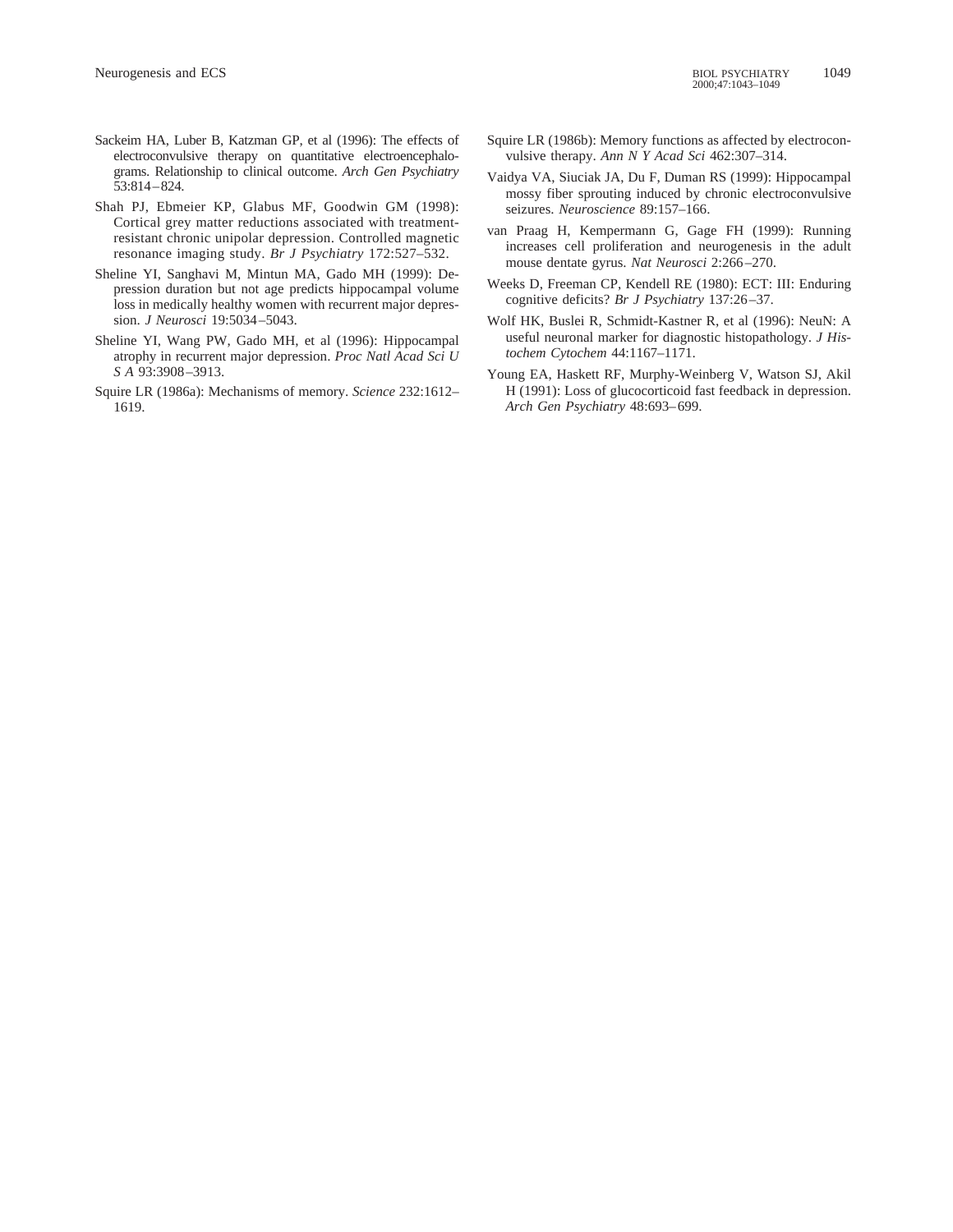Sackeim HA, Luber B, Katzman GP, et al (1996): The effects of electroconvulsive therapy on quantitative electroencephalograms. Relationship to clinical outcome. *Arch Gen Psychiatry* 53:814–824.

Shah PJ, Ebmeier KP, Glabus MF, Goodwin GM (1998): Cortical grey matter reductions associated with treatment-resistant chronic unipolar depression. Controlled magnetic resonance imaging study. *Br J Psychiatry* 172:527–532.

Sheline YI, Sanghavi M, Mintun MA, Gado MH (1999): Depression duration but not age predicts hippocampal volume loss in medically healthy women with recurrent major depression. *J Neurosci* 19:5034–5043.

Sheline YI, Wang PW, Gado MH, et al (1996): Hippocampal atrophy in recurrent major depression. *Proc Natl Acad Sci U S A* 93:3908–3913.

Squire LR (1986a): Mechanisms of memory. *Science* 232:1612–1619.

Squire LR (1986b): Memory functions as affected by electroconvulsive therapy. *Ann N Y Acad Sci* 462:307–314.

Vaidya VA, Siuciak JA, Du F, Duman RS (1999): Hippocampal mossy fiber sprouting induced by chronic electroconvulsive seizures. *Neuroscience* 89:157–166.

van Praag H, Kempermann G, Gage FH (1999): Running increases cell proliferation and neurogenesis in the adult mouse dentate gyrus. *Nat Neurosci* 2:266–270.

Weeks D, Freeman CP, Kendell RE (1980): ECT: III: Enduring cognitive deficits? *Br J Psychiatry* 137:26–37.

Wolf HK, Buslei R, Schmidt-Kastner R, et al (1996): NeuN: A useful neuronal marker for diagnostic histopathology. *J Histochem Cytochem* 44:1167–1171.

Young EA, Haskett RF, Murphy-Weinberg V, Watson SJ, Akil H (1991): Loss of glucocorticoid fast feedback in depression. *Arch Gen Psychiatry* 48:693–699.